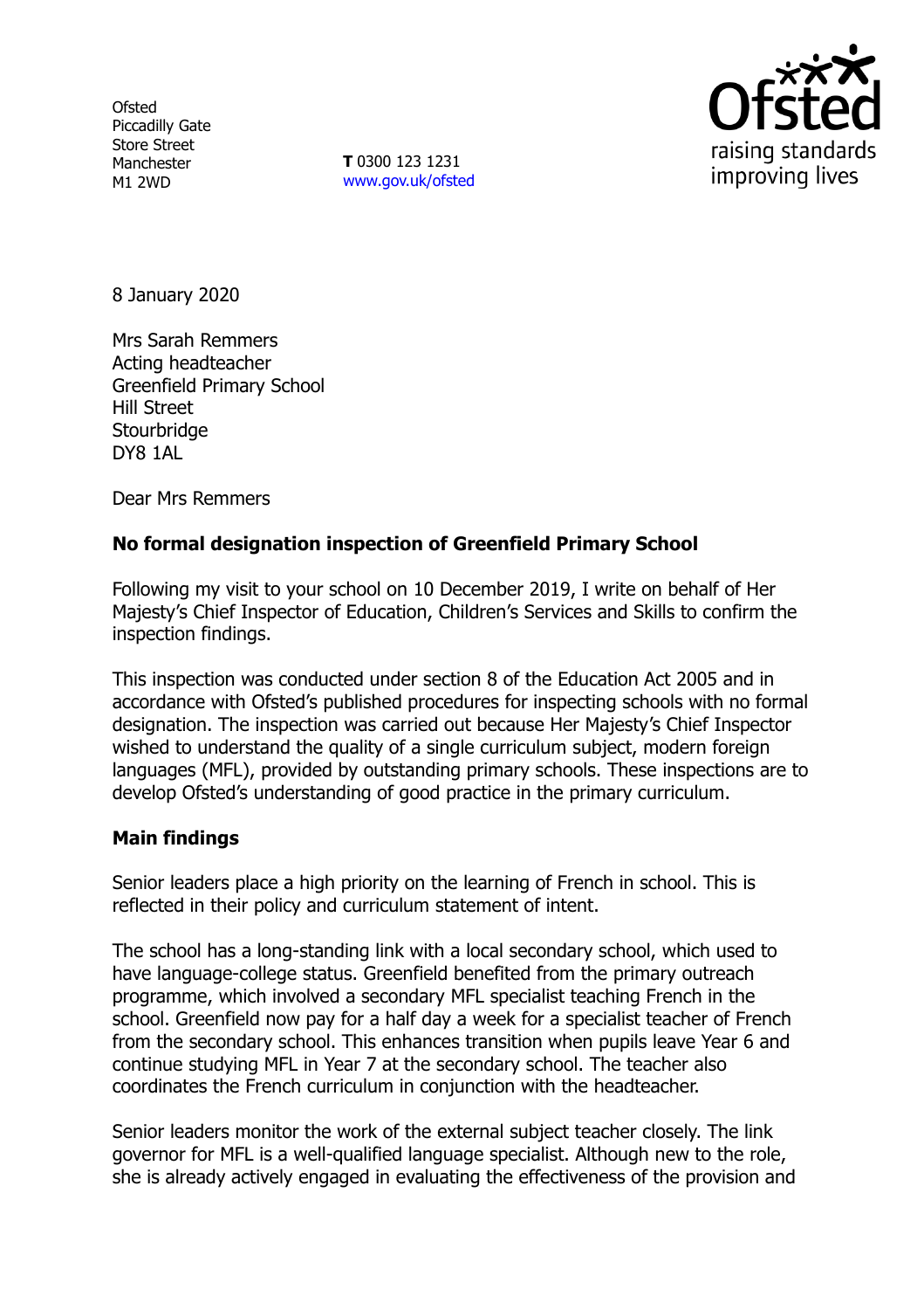Ofsted
Piccadilly Gate
Store Street
Manchester
M1 2WD

**T** 0300 123 1231
www.gov.uk/ofsted

8 January 2020

Mrs Sarah Remmers
Acting headteacher
Greenfield Primary School
Hill Street
Stourbridge
DY8 1AL

Dear Mrs Remmers

**No formal designation inspection of Greenfield Primary School**

Following my visit to your school on 10 December 2019, I write on behalf of Her Majesty's Chief Inspector of Education, Children's Services and Skills to confirm the inspection findings.

This inspection was conducted under section 8 of the Education Act 2005 and in accordance with Ofsted's published procedures for inspecting schools with no formal designation. The inspection was carried out because Her Majesty's Chief Inspector wished to understand the quality of a single curriculum subject, modern foreign languages (MFL), provided by outstanding primary schools. These inspections are to develop Ofsted's understanding of good practice in the primary curriculum.

**Main findings**

Senior leaders place a high priority on the learning of French in school. This is reflected in their policy and curriculum statement of intent.

The school has a long-standing link with a local secondary school, which used to have language-college status. Greenfield benefited from the primary outreach programme, which involved a secondary MFL specialist teaching French in the school. Greenfield now pay for a half day a week for a specialist teacher of French from the secondary school. This enhances transition when pupils leave Year 6 and continue studying MFL in Year 7 at the secondary school. The teacher also coordinates the French curriculum in conjunction with the headteacher.

Senior leaders monitor the work of the external subject teacher closely. The link governor for MFL is a well-qualified language specialist. Although new to the role, she is already actively engaged in evaluating the effectiveness of the provision and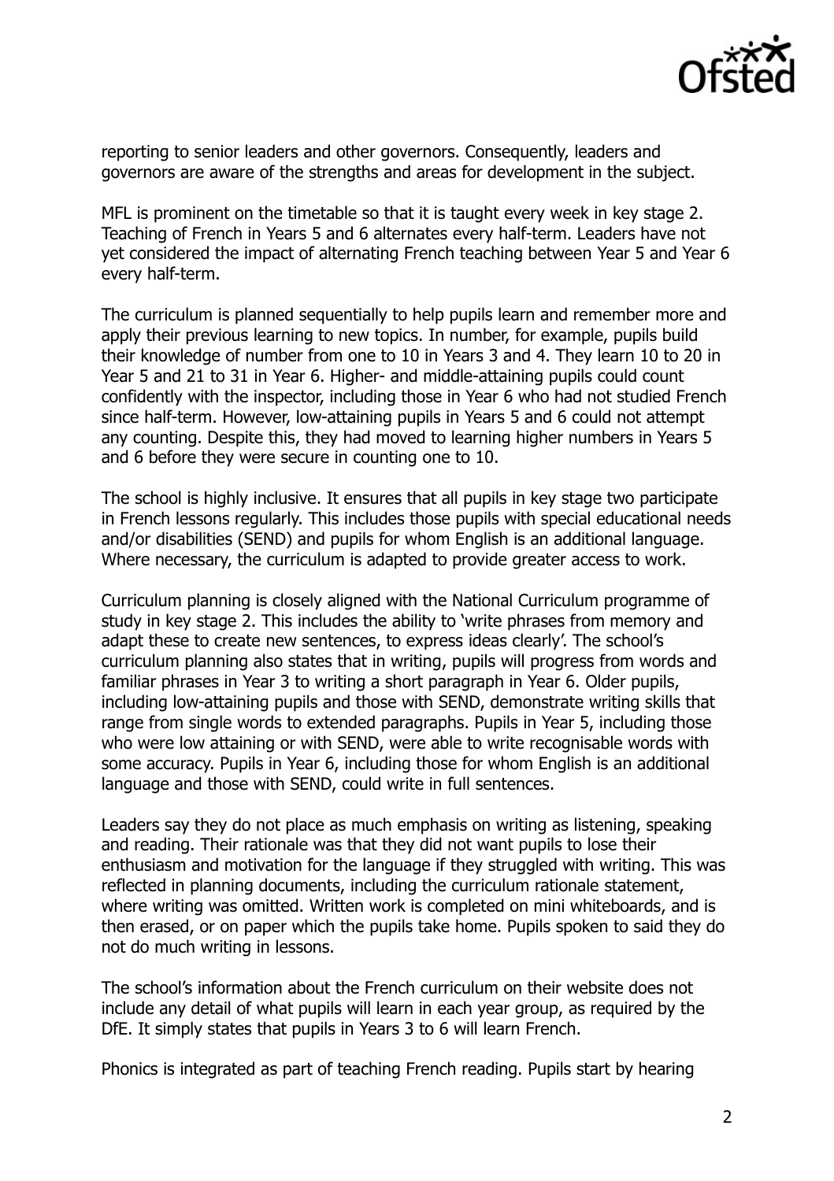reporting to senior leaders and other governors. Consequently, leaders and governors are aware of the strengths and areas for development in the subject.

MFL is prominent on the timetable so that it is taught every week in key stage 2. Teaching of French in Years 5 and 6 alternates every half-term. Leaders have not yet considered the impact of alternating French teaching between Year 5 and Year 6 every half-term.

The curriculum is planned sequentially to help pupils learn and remember more and apply their previous learning to new topics. In number, for example, pupils build their knowledge of number from one to 10 in Years 3 and 4. They learn 10 to 20 in Year 5 and 21 to 31 in Year 6. Higher- and middle-attaining pupils could count confidently with the inspector, including those in Year 6 who had not studied French since half-term. However, low-attaining pupils in Years 5 and 6 could not attempt any counting. Despite this, they had moved to learning higher numbers in Years 5 and 6 before they were secure in counting one to 10.

The school is highly inclusive. It ensures that all pupils in key stage two participate in French lessons regularly. This includes those pupils with special educational needs and/or disabilities (SEND) and pupils for whom English is an additional language. Where necessary, the curriculum is adapted to provide greater access to work.

Curriculum planning is closely aligned with the National Curriculum programme of study in key stage 2. This includes the ability to 'write phrases from memory and adapt these to create new sentences, to express ideas clearly'. The school's curriculum planning also states that in writing, pupils will progress from words and familiar phrases in Year 3 to writing a short paragraph in Year 6. Older pupils, including low-attaining pupils and those with SEND, demonstrate writing skills that range from single words to extended paragraphs. Pupils in Year 5, including those who were low attaining or with SEND, were able to write recognisable words with some accuracy. Pupils in Year 6, including those for whom English is an additional language and those with SEND, could write in full sentences.

Leaders say they do not place as much emphasis on writing as listening, speaking and reading. Their rationale was that they did not want pupils to lose their enthusiasm and motivation for the language if they struggled with writing. This was reflected in planning documents, including the curriculum rationale statement, where writing was omitted. Written work is completed on mini whiteboards, and is then erased, or on paper which the pupils take home. Pupils spoken to said they do not do much writing in lessons.

The school's information about the French curriculum on their website does not include any detail of what pupils will learn in each year group, as required by the DfE. It simply states that pupils in Years 3 to 6 will learn French.

Phonics is integrated as part of teaching French reading. Pupils start by hearing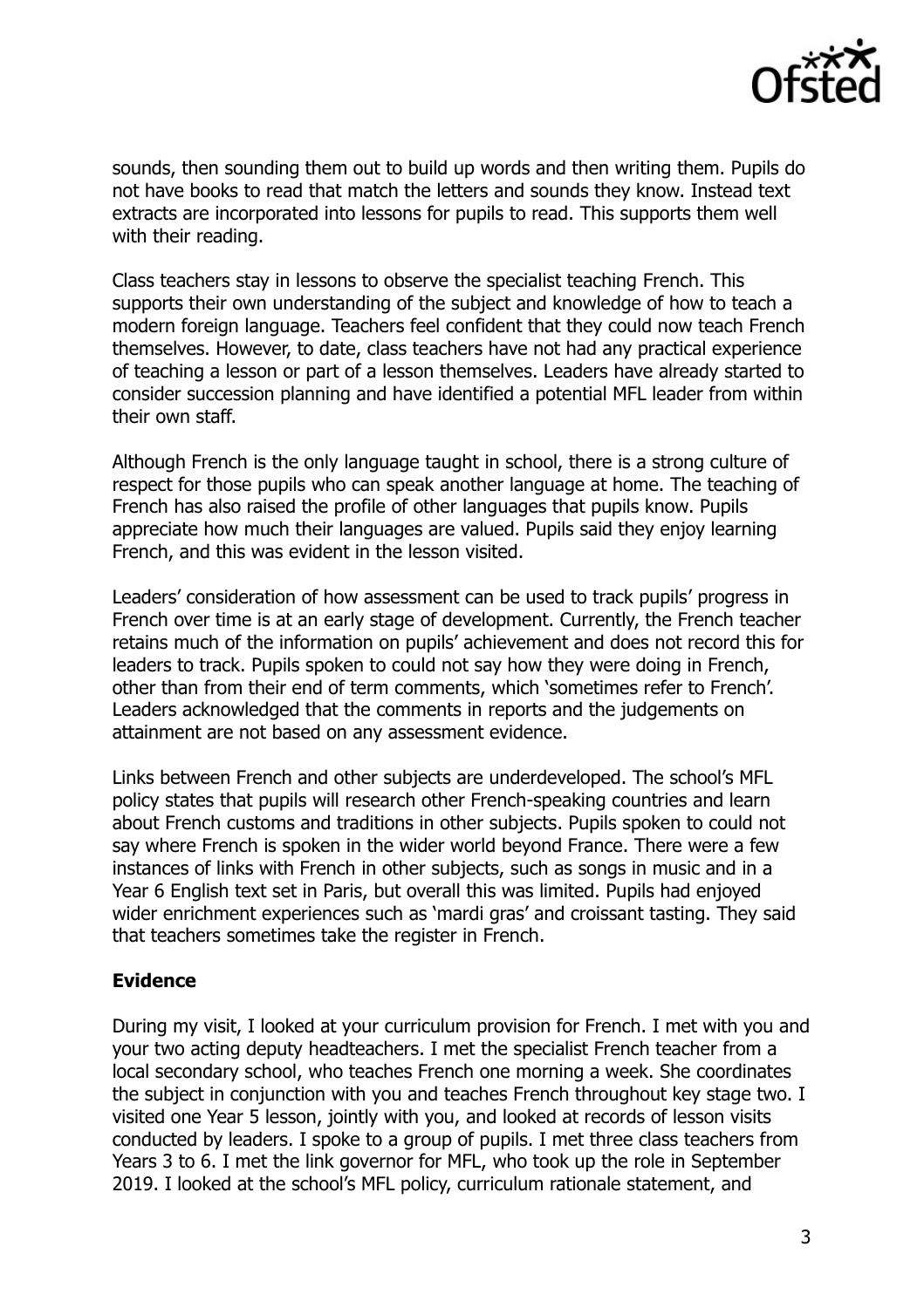sounds, then sounding them out to build up words and then writing them. Pupils do not have books to read that match the letters and sounds they know. Instead text extracts are incorporated into lessons for pupils to read. This supports them well with their reading.

Class teachers stay in lessons to observe the specialist teaching French. This supports their own understanding of the subject and knowledge of how to teach a modern foreign language. Teachers feel confident that they could now teach French themselves. However, to date, class teachers have not had any practical experience of teaching a lesson or part of a lesson themselves. Leaders have already started to consider succession planning and have identified a potential MFL leader from within their own staff.

Although French is the only language taught in school, there is a strong culture of respect for those pupils who can speak another language at home. The teaching of French has also raised the profile of other languages that pupils know. Pupils appreciate how much their languages are valued. Pupils said they enjoy learning French, and this was evident in the lesson visited.

Leaders' consideration of how assessment can be used to track pupils' progress in French over time is at an early stage of development. Currently, the French teacher retains much of the information on pupils' achievement and does not record this for leaders to track. Pupils spoken to could not say how they were doing in French, other than from their end of term comments, which 'sometimes refer to French'. Leaders acknowledged that the comments in reports and the judgements on attainment are not based on any assessment evidence.

Links between French and other subjects are underdeveloped. The school's MFL policy states that pupils will research other French-speaking countries and learn about French customs and traditions in other subjects. Pupils spoken to could not say where French is spoken in the wider world beyond France. There were a few instances of links with French in other subjects, such as songs in music and in a Year 6 English text set in Paris, but overall this was limited. Pupils had enjoyed wider enrichment experiences such as 'mardi gras' and croissant tasting. They said that teachers sometimes take the register in French.

## Evidence

During my visit, I looked at your curriculum provision for French. I met with you and your two acting deputy headteachers. I met the specialist French teacher from a local secondary school, who teaches French one morning a week. She coordinates the subject in conjunction with you and teaches French throughout key stage two. I visited one Year 5 lesson, jointly with you, and looked at records of lesson visits conducted by leaders. I spoke to a group of pupils. I met three class teachers from Years 3 to 6. I met the link governor for MFL, who took up the role in September 2019. I looked at the school's MFL policy, curriculum rationale statement, and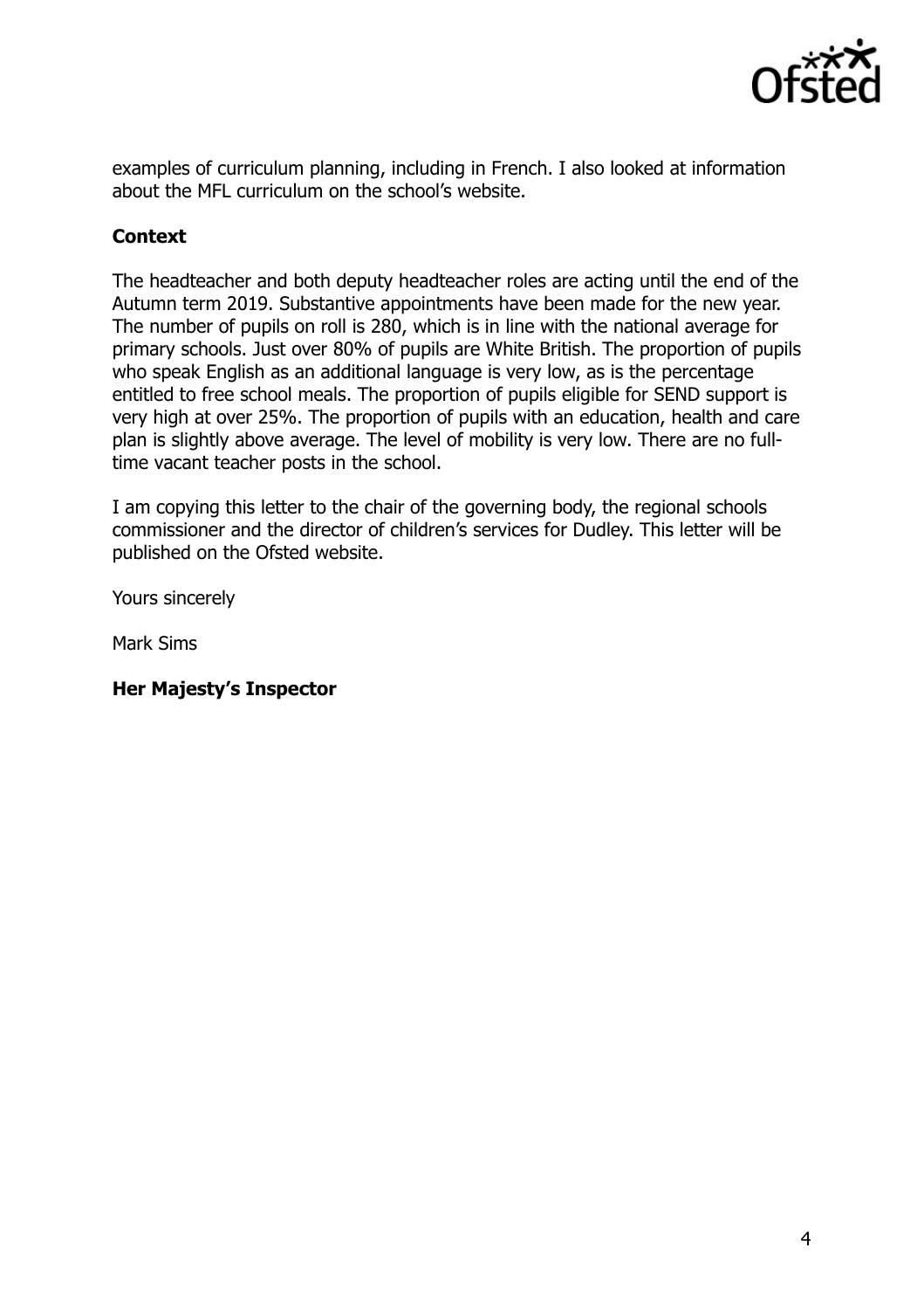examples of curriculum planning, including in French. I also looked at information about the MFL curriculum on the school's website.

**Context**

The headteacher and both deputy headteacher roles are acting until the end of the Autumn term 2019. Substantive appointments have been made for the new year. The number of pupils on roll is 280, which is in line with the national average for primary schools. Just over 80% of pupils are White British. The proportion of pupils who speak English as an additional language is very low, as is the percentage entitled to free school meals. The proportion of pupils eligible for SEND support is very high at over 25%. The proportion of pupils with an education, health and care plan is slightly above average. The level of mobility is very low. There are no full-time vacant teacher posts in the school.

I am copying this letter to the chair of the governing body, the regional schools commissioner and the director of children's services for Dudley. This letter will be published on the Ofsted website.

Yours sincerely

Mark Sims

**Her Majesty's Inspector**